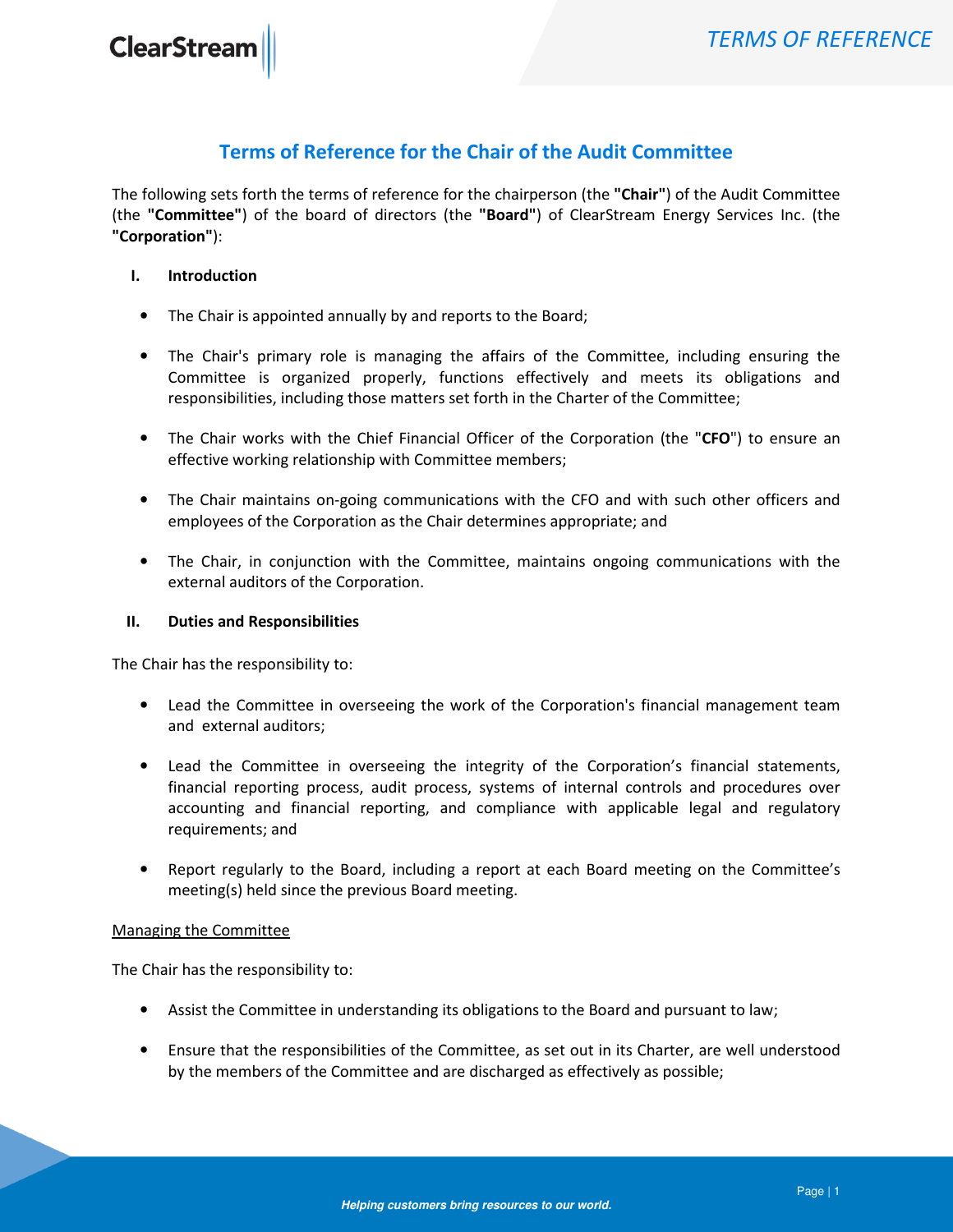# Terms of Reference for the Chair of the Audit Committee

The following sets forth the terms of reference for the chairperson (the **"Chair"**) of the Audit Committee (the **"Committee"**) of the board of directors (the **"Board"**) of ClearStream Energy Services Inc. (the **"Corporation"**):

## I. Introduction

- The Chair is appointed annually by and reports to the Board;
- The Chair's primary role is managing the affairs of the Committee, including ensuring the Committee is organized properly, functions effectively and meets its obligations and responsibilities, including those matters set forth in the Charter of the Committee;
- The Chair works with the Chief Financial Officer of the Corporation (the "**CFO**") to ensure an effective working relationship with Committee members;
- The Chair maintains on-going communications with the CFO and with such other officers and employees of the Corporation as the Chair determines appropriate; and
- The Chair, in conjunction with the Committee, maintains ongoing communications with the external auditors of the Corporation.

## II. Duties and Responsibilities

The Chair has the responsibility to:

- Lead the Committee in overseeing the work of the Corporation's financial management team and external auditors;
- Lead the Committee in overseeing the integrity of the Corporation's financial statements, financial reporting process, audit process, systems of internal controls and procedures over accounting and financial reporting, and compliance with applicable legal and regulatory requirements; and
- Report regularly to the Board, including a report at each Board meeting on the Committee's meeting(s) held since the previous Board meeting.

Managing the Committee

The Chair has the responsibility to:

- Assist the Committee in understanding its obligations to the Board and pursuant to law;
- Ensure that the responsibilities of the Committee, as set out in its Charter, are well understood by the members of the Committee and are discharged as effectively as possible;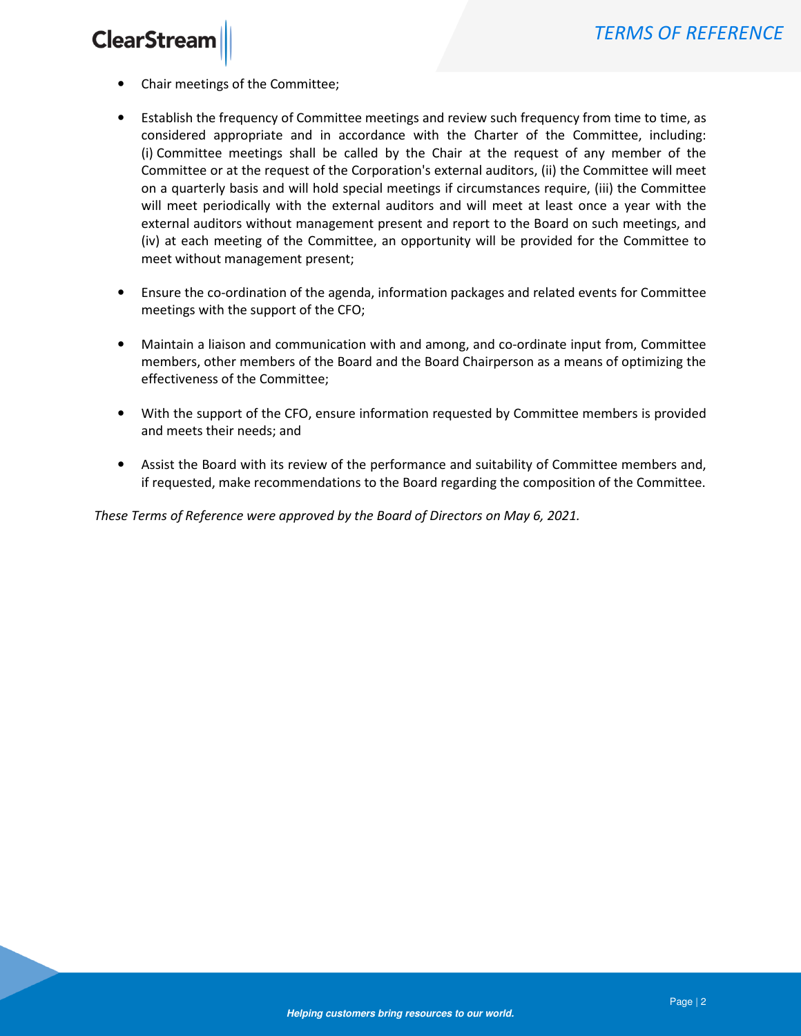- Chair meetings of the Committee;
- Establish the frequency of Committee meetings and review such frequency from time to time, as considered appropriate and in accordance with the Charter of the Committee, including: (i) Committee meetings shall be called by the Chair at the request of any member of the Committee or at the request of the Corporation's external auditors, (ii) the Committee will meet on a quarterly basis and will hold special meetings if circumstances require, (iii) the Committee will meet periodically with the external auditors and will meet at least once a year with the external auditors without management present and report to the Board on such meetings, and (iv) at each meeting of the Committee, an opportunity will be provided for the Committee to meet without management present;
- Ensure the co-ordination of the agenda, information packages and related events for Committee meetings with the support of the CFO;
- Maintain a liaison and communication with and among, and co-ordinate input from, Committee members, other members of the Board and the Board Chairperson as a means of optimizing the effectiveness of the Committee;
- With the support of the CFO, ensure information requested by Committee members is provided and meets their needs; and
- Assist the Board with its review of the performance and suitability of Committee members and, if requested, make recommendations to the Board regarding the composition of the Committee.

*These Terms of Reference were approved by the Board of Directors on May 6, 2021.*